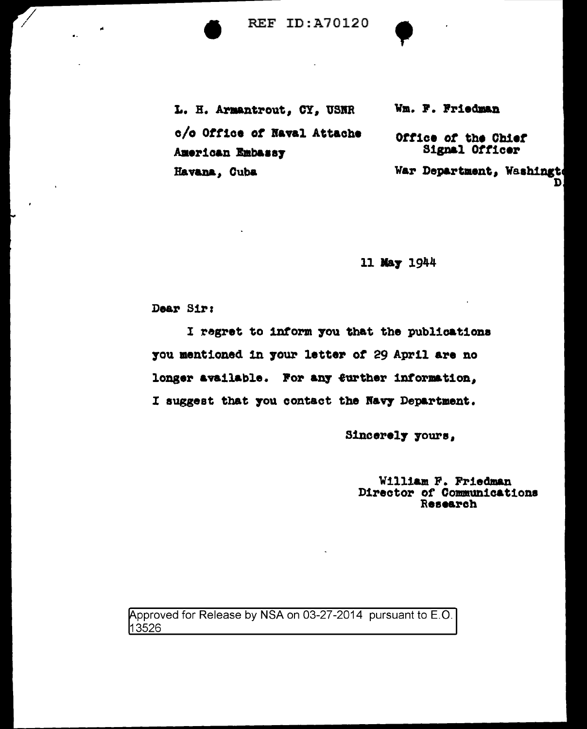REF ID:A70120

L. H. Armantrout, CY, USNR
c/o Office of Naval Attache
American Embassy
Havana, Cuba

Wm. F. Friedman
Office of the Chief Signal Officer
War Department, Washington D.

11 May 1944

Dear Sir:

I regret to inform you that the publications you mentioned in your letter of 29 April are no longer available. For any further information, I suggest that you contact the Navy Department.

Sincerely yours,

William F. Friedman
Director of Communications Research

Approved for Release by NSA on 03-27-2014 pursuant to E.O. 13526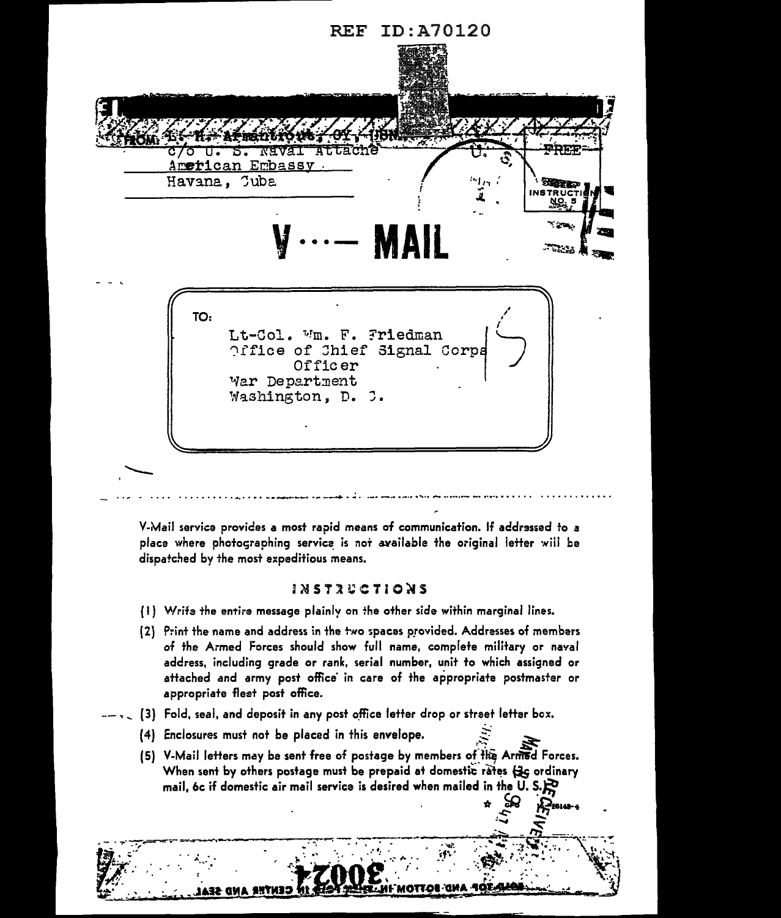REF ID:A70120

FROM: Lt. H. Armentrout, CY, USN.
c/o U. S. Naval Attache
American Embassy
Havana, Cuba

U. S. FREE

INSTRUCTION NO. 5

# V ...— MAIL

TO:

Lt-Col. Wm. F. Friedman
Office of Chief Signal Corps
Officer
War Department
Washington, D. C.

V-Mail service provides a most rapid means of communication. If addressed to a place where photographing service is not available the original letter will be dispatched by the most expeditious means.

## INSTRUCTIONS

(1) Write the entire message plainly on the other side within marginal lines.

(2) Print the name and address in the two spaces provided. Addresses of members of the Armed Forces should show full name, complete military or naval address, including grade or rank, serial number, unit to which assigned or attached and army post office in care of the appropriate postmaster or appropriate fleet post office.

(3) Fold, seal, and deposit in any post office letter drop or street letter box.

(4) Enclosures must not be placed in this envelope.

(5) V-Mail letters may be sent free of postage by members of the Armed Forces. When sent by others postage must be prepaid at domestic rates (3c ordinary mail, 6c if domestic air mail service is desired when mailed in the U. S.)

MAIL RECEIVED

3002

FOLD TOP AND BOTTOM IN—THEN FOLD IN CENTER AND SEAL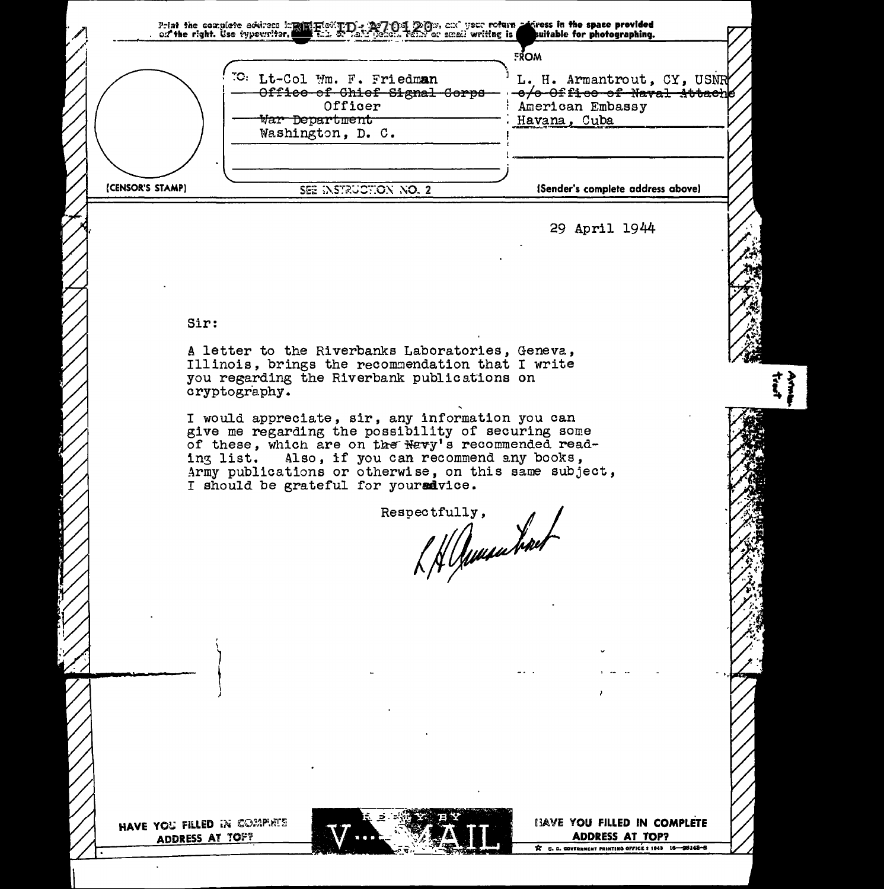Print the complete address in plain letters in the panel below, and your return address in the space provided on the right. Use typewriter, dark ink, or dark pencil. Faint or small writing is not suitable for photographing.

REF ID:A70420

TO: Lt-Col Wm. F. Friedman
~~Office of Chief Signal Corps~~
Officer
~~War Department~~
Washington, D. C.

FROM
L. H. Armantrout, CY, USNR
~~c/o Office of Naval Attache~~
American Embassy
Havana, Cuba

(CENSOR'S STAMP)

SEE INSTRUCTION NO. 2

(Sender's complete address above)

29 April 1944

Sir:

A letter to the Riverbanks Laboratories, Geneva, Illinois, brings the recommendation that I write you regarding the Riverbank publications on cryptography.

I would appreciate, sir, any information you can give me regarding the possibility of securing some of these, which are on the Navy's recommended reading list. Also, if you can recommend any books, Army publications or otherwise, on this same subject, I should be grateful for your advice.

Respectfully,

L H Armantrout

HAVE YOU FILLED IN COMPLETE ADDRESS AT TOP?

REPLY BY V...-MAIL

HAVE YOU FILLED IN COMPLETE ADDRESS AT TOP?

U. S. GOVERNMENT PRINTING OFFICE : 1943 16—28142-8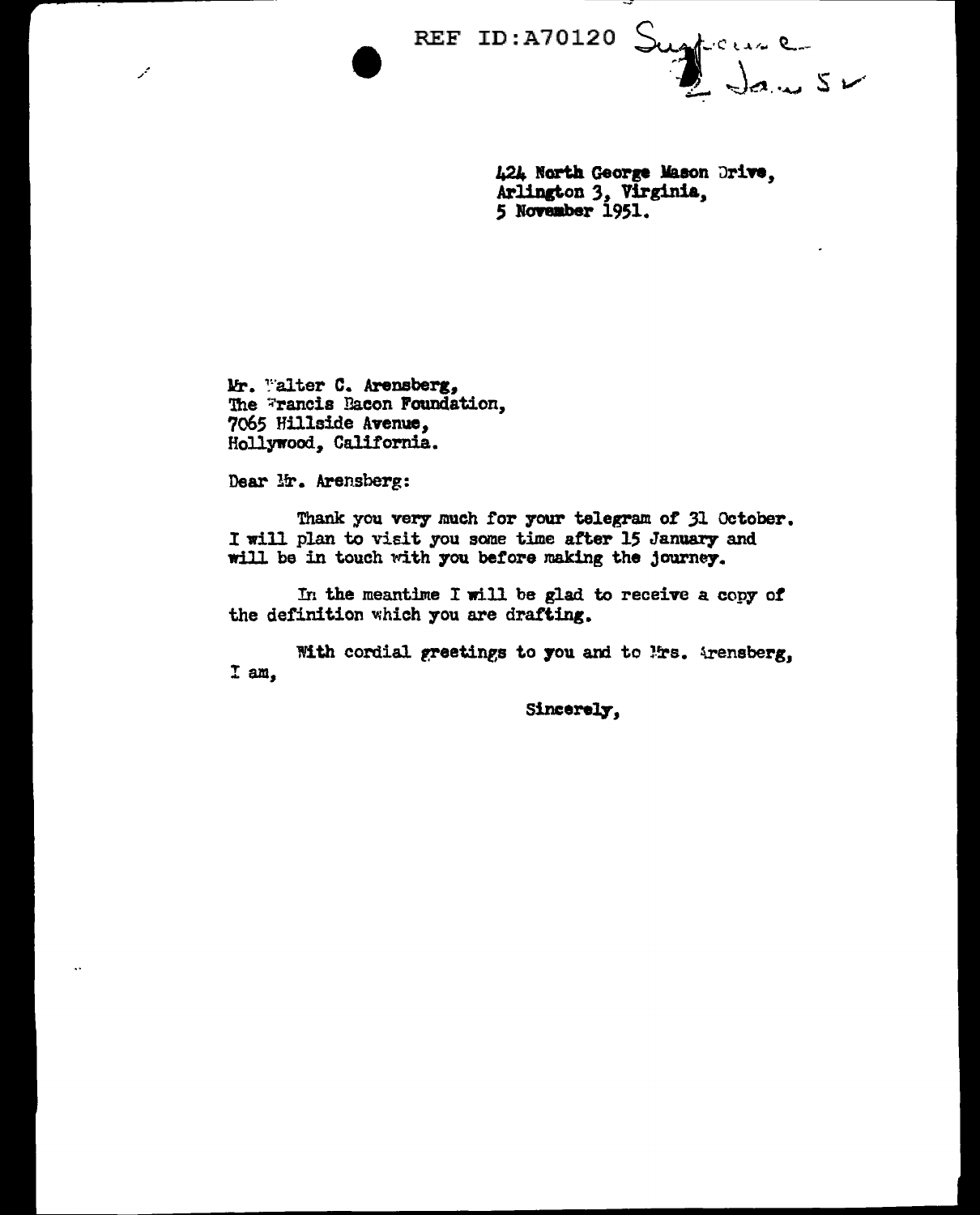REF ID:A70120 Suspense 2 Jan 5

424 North George Mason Drive,
Arlington 3, Virginia,
5 November 1951.

Mr. Walter C. Arensberg,
The Francis Bacon Foundation,
7065 Hillside Avenue,
Hollywood, California.

Dear Mr. Arensberg:

Thank you very much for your telegram of 31 October. I will plan to visit you some time after 15 January and will be in touch with you before making the journey.

In the meantime I will be glad to receive a copy of the definition which you are drafting.

With cordial greetings to you and to Mrs. Arensberg, I am,

Sincerely,